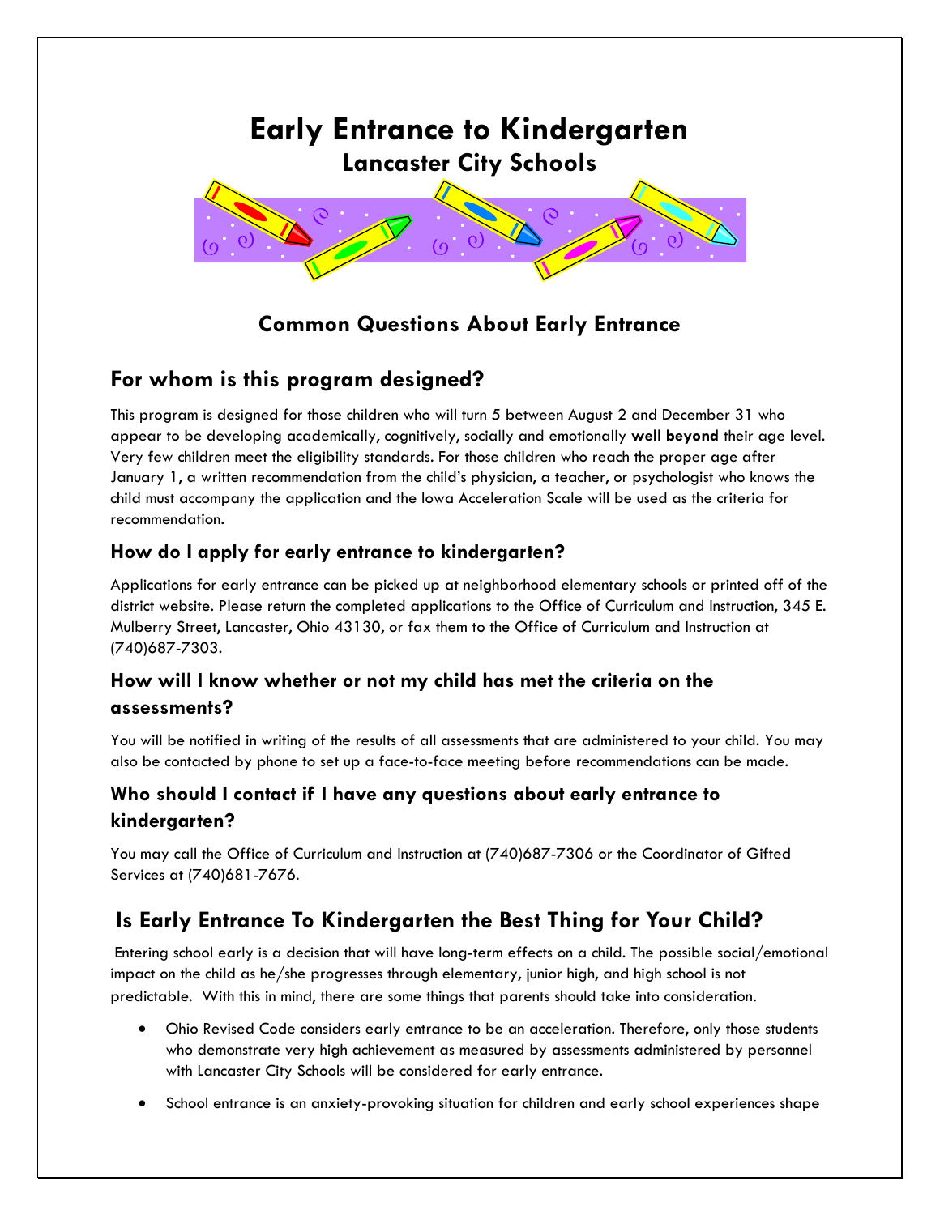# Early Entrance to Kindergarten

## Lancaster City Schools

### Common Questions About Early Entrance

## For whom is this program designed?

This program is designed for those children who will turn 5 between August 2 and December 31 who appear to be developing academically, cognitively, socially and emotionally **well beyond** their age level. Very few children meet the eligibility standards. For those children who reach the proper age after January 1, a written recommendation from the child's physician, a teacher, or psychologist who knows the child must accompany the application and the Iowa Acceleration Scale will be used as the criteria for recommendation.

### How do I apply for early entrance to kindergarten?

Applications for early entrance can be picked up at neighborhood elementary schools or printed off of the district website. Please return the completed applications to the Office of Curriculum and Instruction, 345 E. Mulberry Street, Lancaster, Ohio 43130, or fax them to the Office of Curriculum and Instruction at (740)687-7303.

### How will I know whether or not my child has met the criteria on the assessments?

You will be notified in writing of the results of all assessments that are administered to your child. You may also be contacted by phone to set up a face-to-face meeting before recommendations can be made.

### Who should I contact if I have any questions about early entrance to kindergarten?

You may call the Office of Curriculum and Instruction at (740)687-7306 or the Coordinator of Gifted Services at (740)681-7676.

## Is Early Entrance To Kindergarten the Best Thing for Your Child?

Entering school early is a decision that will have long-term effects on a child. The possible social/emotional impact on the child as he/she progresses through elementary, junior high, and high school is not predictable. With this in mind, there are some things that parents should take into consideration.

- Ohio Revised Code considers early entrance to be an acceleration. Therefore, only those students who demonstrate very high achievement as measured by assessments administered by personnel with Lancaster City Schools will be considered for early entrance.
- School entrance is an anxiety-provoking situation for children and early school experiences shape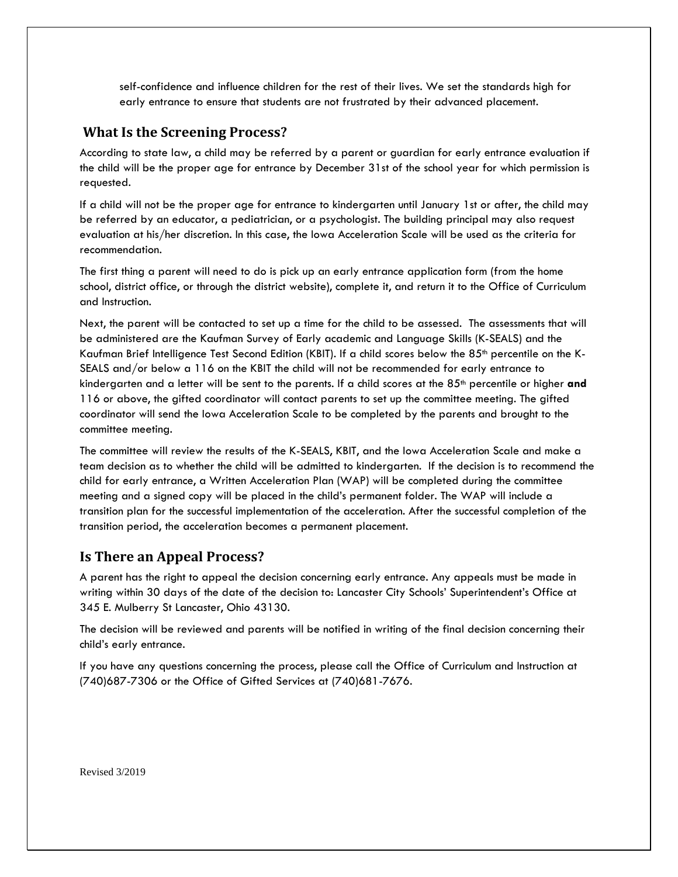self-confidence and influence children for the rest of their lives. We set the standards high for early entrance to ensure that students are not frustrated by their advanced placement.

## What Is the Screening Process?

According to state law, a child may be referred by a parent or guardian for early entrance evaluation if the child will be the proper age for entrance by December 31st of the school year for which permission is requested.

If a child will not be the proper age for entrance to kindergarten until January 1st or after, the child may be referred by an educator, a pediatrician, or a psychologist. The building principal may also request evaluation at his/her discretion. In this case, the Iowa Acceleration Scale will be used as the criteria for recommendation.

The first thing a parent will need to do is pick up an early entrance application form (from the home school, district office, or through the district website), complete it, and return it to the Office of Curriculum and Instruction.

Next, the parent will be contacted to set up a time for the child to be assessed. The assessments that will be administered are the Kaufman Survey of Early academic and Language Skills (K-SEALS) and the Kaufman Brief Intelligence Test Second Edition (KBIT). If a child scores below the 85th percentile on the K-SEALS and/or below a 116 on the KBIT the child will not be recommended for early entrance to kindergarten and a letter will be sent to the parents. If a child scores at the 85th percentile or higher **and** 116 or above, the gifted coordinator will contact parents to set up the committee meeting. The gifted coordinator will send the Iowa Acceleration Scale to be completed by the parents and brought to the committee meeting.

The committee will review the results of the K-SEALS, KBIT, and the Iowa Acceleration Scale and make a team decision as to whether the child will be admitted to kindergarten. If the decision is to recommend the child for early entrance, a Written Acceleration Plan (WAP) will be completed during the committee meeting and a signed copy will be placed in the child's permanent folder. The WAP will include a transition plan for the successful implementation of the acceleration. After the successful completion of the transition period, the acceleration becomes a permanent placement.

## Is There an Appeal Process?

A parent has the right to appeal the decision concerning early entrance. Any appeals must be made in writing within 30 days of the date of the decision to: Lancaster City Schools' Superintendent's Office at 345 E. Mulberry St Lancaster, Ohio 43130.

The decision will be reviewed and parents will be notified in writing of the final decision concerning their child's early entrance.

If you have any questions concerning the process, please call the Office of Curriculum and Instruction at (740)687-7306 or the Office of Gifted Services at (740)681-7676.

Revised 3/2019